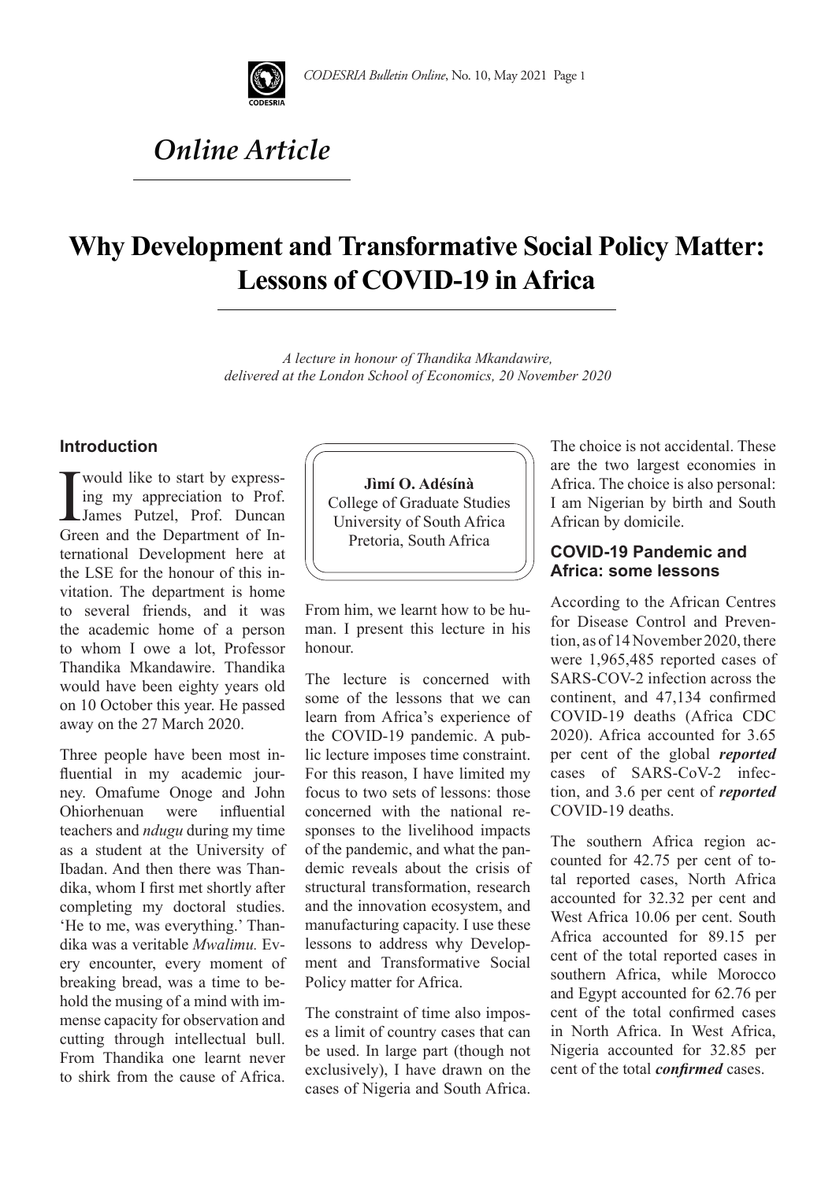*Online Article*

# Why Development and Transformative Social Policy Matter: Lessons of COVID-19 in Africa

*A lecture in honour of Thandika Mkandawire, delivered at the London School of Economics, 20 November 2020*

**Jìmí O. Adésínà**
College of Graduate Studies
University of South Africa
Pretoria, South Africa

## Introduction

I would like to start by expressing my appreciation to Prof. James Putzel, Prof. Duncan Green and the Department of International Development here at the LSE for the honour of this invitation. The department is home to several friends, and it was the academic home of a person to whom I owe a lot, Professor Thandika Mkandawire. Thandika would have been eighty years old on 10 October this year. He passed away on the 27 March 2020.

Three people have been most influential in my academic journey. Omafume Onoge and John Ohiorhenuan were influential teachers and *ndugu* during my time as a student at the University of Ibadan. And then there was Thandika, whom I first met shortly after completing my doctoral studies. 'He to me, was everything.' Thandika was a veritable *Mwalimu.* Every encounter, every moment of breaking bread, was a time to behold the musing of a mind with immense capacity for observation and cutting through intellectual bull. From Thandika one learnt never to shirk from the cause of Africa. From him, we learnt how to be human. I present this lecture in his honour.

The lecture is concerned with some of the lessons that we can learn from Africa's experience of the COVID-19 pandemic. A public lecture imposes time constraint. For this reason, I have limited my focus to two sets of lessons: those concerned with the national responses to the livelihood impacts of the pandemic, and what the pandemic reveals about the crisis of structural transformation, research and the innovation ecosystem, and manufacturing capacity. I use these lessons to address why Development and Transformative Social Policy matter for Africa.

The constraint of time also imposes a limit of country cases that can be used. In large part (though not exclusively), I have drawn on the cases of Nigeria and South Africa. The choice is not accidental. These are the two largest economies in Africa. The choice is also personal: I am Nigerian by birth and South African by domicile.

### COVID-19 Pandemic and Africa: some lessons

According to the African Centres for Disease Control and Prevention, as of 14 November 2020, there were 1,965,485 reported cases of SARS-COV-2 infection across the continent, and 47,134 confirmed COVID-19 deaths (Africa CDC 2020). Africa accounted for 3.65 per cent of the global ***reported*** cases of SARS-CoV-2 infection, and 3.6 per cent of ***reported*** COVID-19 deaths.

The southern Africa region accounted for 42.75 per cent of total reported cases, North Africa accounted for 32.32 per cent and West Africa 10.06 per cent. South Africa accounted for 89.15 per cent of the total reported cases in southern Africa, while Morocco and Egypt accounted for 62.76 per cent of the total confirmed cases in North Africa. In West Africa, Nigeria accounted for 32.85 per cent of the total ***confirmed*** cases.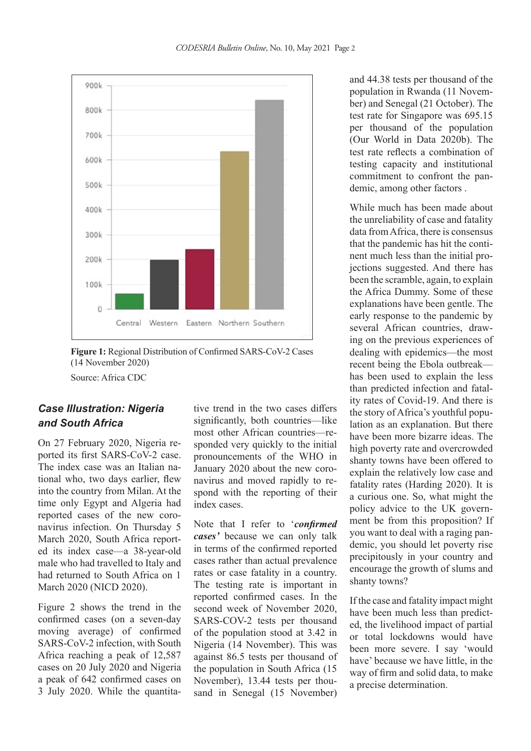900k
800k
700k
600k
500k
400k
300k
200k
100k
0

Central Western Eastern Northern Southern

**Figure 1:** Regional Distribution of Confirmed SARS-CoV-2 Cases (14 November 2020)

Source: Africa CDC

### *Case Illustration: Nigeria and South Africa*

On 27 February 2020, Nigeria reported its first SARS-CoV-2 case. The index case was an Italian national who, two days earlier, flew into the country from Milan. At the time only Egypt and Algeria had reported cases of the new coronavirus infection. On Thursday 5 March 2020, South Africa reported its index case—a 38-year-old male who had travelled to Italy and had returned to South Africa on 1 March 2020 (NICD 2020).

Figure 2 shows the trend in the confirmed cases (on a seven-day moving average) of confirmed SARS-CoV-2 infection, with South Africa reaching a peak of 12,587 cases on 20 July 2020 and Nigeria a peak of 642 confirmed cases on 3 July 2020. While the quantitative trend in the two cases differs significantly, both countries—like most other African countries—responded very quickly to the initial pronouncements of the WHO in January 2020 about the new coronavirus and moved rapidly to respond with the reporting of their index cases.

Note that I refer to '***confirmed cases'*** because we can only talk in terms of the confirmed reported cases rather than actual prevalence rates or case fatality in a country. The testing rate is important in reported confirmed cases. In the second week of November 2020, SARS-COV-2 tests per thousand of the population stood at 3.42 in Nigeria (14 November). This was against 86.5 tests per thousand of the population in South Africa (15 November), 13.44 tests per thousand in Senegal (15 November) and 44.38 tests per thousand of the population in Rwanda (11 November) and Senegal (21 October). The test rate for Singapore was 695.15 per thousand of the population (Our World in Data 2020b). The test rate reflects a combination of testing capacity and institutional commitment to confront the pandemic, among other factors .

While much has been made about the unreliability of case and fatality data from Africa, there is consensus that the pandemic has hit the continent much less than the initial projections suggested. And there has been the scramble, again, to explain the Africa Dummy. Some of these explanations have been gentle. The early response to the pandemic by several African countries, drawing on the previous experiences of dealing with epidemics—the most recent being the Ebola outbreak—has been used to explain the less than predicted infection and fatality rates of Covid-19. And there is the story of Africa's youthful population as an explanation. But there have been more bizarre ideas. The high poverty rate and overcrowded shanty towns have been offered to explain the relatively low case and fatality rates (Harding 2020). It is a curious one. So, what might the policy advice to the UK government be from this proposition? If you want to deal with a raging pandemic, you should let poverty rise precipitously in your country and encourage the growth of slums and shanty towns?

If the case and fatality impact might have been much less than predicted, the livelihood impact of partial or total lockdowns would have been more severe. I say 'would have' because we have little, in the way of firm and solid data, to make a precise determination.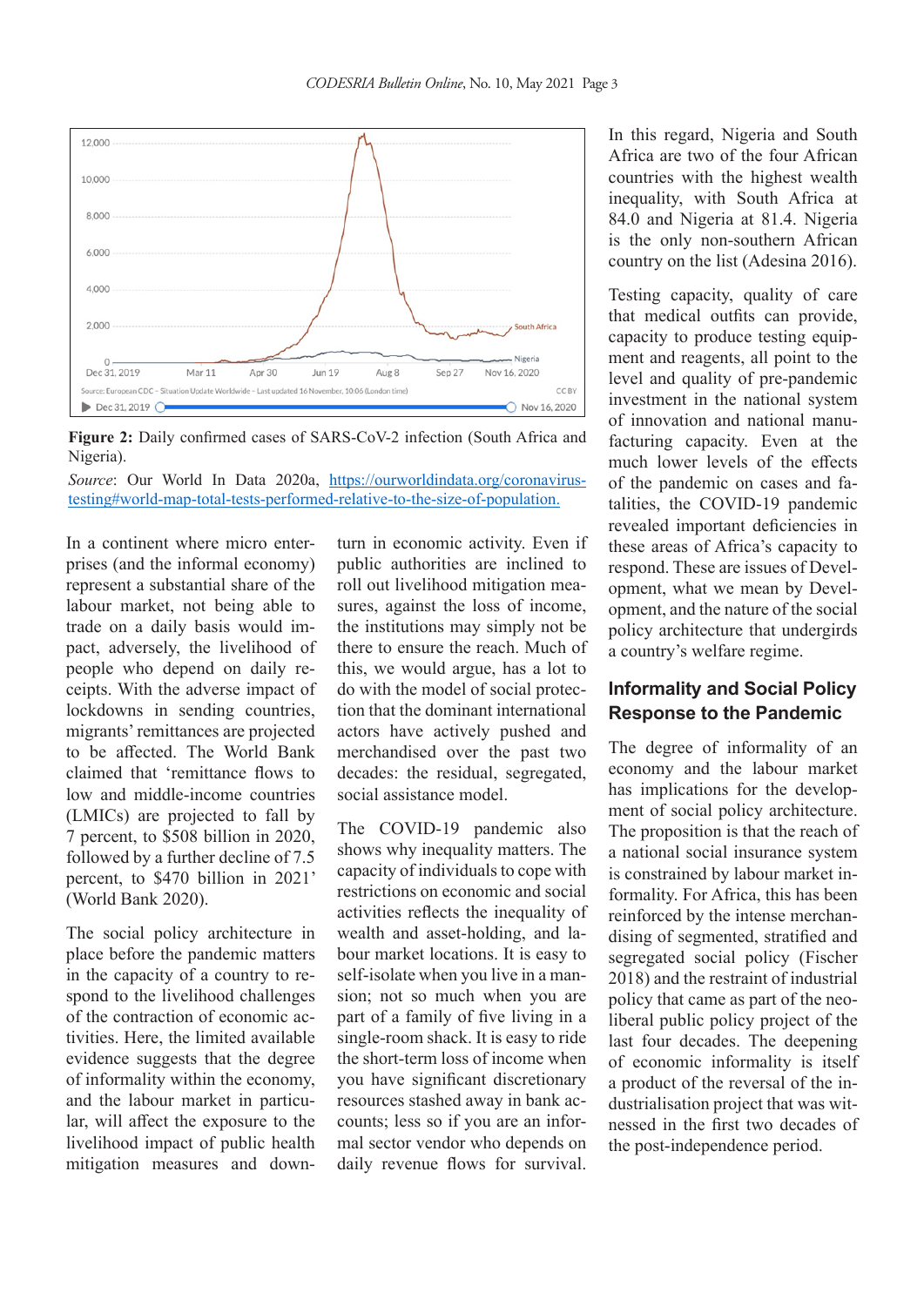**Figure 2:** Daily confirmed cases of SARS-CoV-2 infection (South Africa and Nigeria).

*Source*: Our World In Data 2020a, https://ourworldindata.org/coronavirus-testing#world-map-total-tests-performed-relative-to-the-size-of-population.

In a continent where micro enterprises (and the informal economy) represent a substantial share of the labour market, not being able to trade on a daily basis would impact, adversely, the livelihood of people who depend on daily receipts. With the adverse impact of lockdowns in sending countries, migrants' remittances are projected to be affected. The World Bank claimed that 'remittance flows to low and middle-income countries (LMICs) are projected to fall by 7 percent, to $508 billion in 2020, followed by a further decline of 7.5 percent, to $470 billion in 2021' (World Bank 2020).

The social policy architecture in place before the pandemic matters in the capacity of a country to respond to the livelihood challenges of the contraction of economic activities. Here, the limited available evidence suggests that the degree of informality within the economy, and the labour market in particular, will affect the exposure to the livelihood impact of public health mitigation measures and downturn in economic activity. Even if public authorities are inclined to roll out livelihood mitigation measures, against the loss of income, the institutions may simply not be there to ensure the reach. Much of this, we would argue, has a lot to do with the model of social protection that the dominant international actors have actively pushed and merchandised over the past two decades: the residual, segregated, social assistance model.

The COVID-19 pandemic also shows why inequality matters. The capacity of individuals to cope with restrictions on economic and social activities reflects the inequality of wealth and asset-holding, and labour market locations. It is easy to self-isolate when you live in a mansion; not so much when you are part of a family of five living in a single-room shack. It is easy to ride the short-term loss of income when you have significant discretionary resources stashed away in bank accounts; less so if you are an informal sector vendor who depends on daily revenue flows for survival. In this regard, Nigeria and South Africa are two of the four African countries with the highest wealth inequality, with South Africa at 84.0 and Nigeria at 81.4. Nigeria is the only non-southern African country on the list (Adesina 2016).

Testing capacity, quality of care that medical outfits can provide, capacity to produce testing equipment and reagents, all point to the level and quality of pre-pandemic investment in the national system of innovation and national manufacturing capacity. Even at the much lower levels of the effects of the pandemic on cases and fatalities, the COVID-19 pandemic revealed important deficiencies in these areas of Africa's capacity to respond. These are issues of Development, what we mean by Development, and the nature of the social policy architecture that undergirds a country's welfare regime.

## Informality and Social Policy Response to the Pandemic

The degree of informality of an economy and the labour market has implications for the development of social policy architecture. The proposition is that the reach of a national social insurance system is constrained by labour market informality. For Africa, this has been reinforced by the intense merchandising of segmented, stratified and segregated social policy (Fischer 2018) and the restraint of industrial policy that came as part of the neoliberal public policy project of the last four decades. The deepening of economic informality is itself a product of the reversal of the industrialisation project that was witnessed in the first two decades of the post-independence period.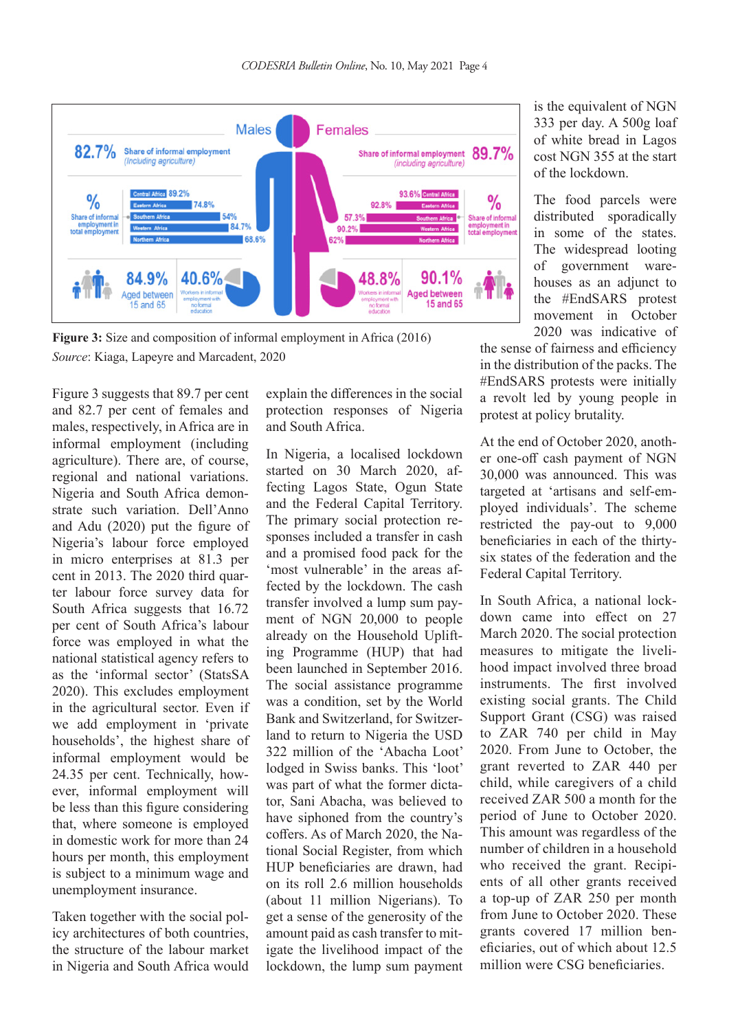Males

Females

82.7% Share of informal employment (Including agriculture)

Share of informal employment (including agriculture) 89.7%

% Share of informal employment in total employment

Central Africa 89.2%
Eastern Africa 74.8%
Southern Africa 54%
Western Africa 84.7%
Northern Africa 68.6%

93.6% Central Africa
92.8% Eastern Africa
57.3% Southern Africa
90.2% Western Africa
62% Northern Africa

% Share of informal employment in total employment

84.9% Aged between 15 and 65

40.6% Workers in informal employment with no formal education

48.8% Workers in informal employment with no formal education

90.1% Aged between 15 and 65

**Figure 3:** Size and composition of informal employment in Africa (2016)
*Source*: Kiaga, Lapeyre and Marcadent, 2020

Figure 3 suggests that 89.7 per cent and 82.7 per cent of females and males, respectively, in Africa are in informal employment (including agriculture). There are, of course, regional and national variations. Nigeria and South Africa demonstrate such variation. Dell'Anno and Adu (2020) put the figure of Nigeria's labour force employed in micro enterprises at 81.3 per cent in 2013. The 2020 third quarter labour force survey data for South Africa suggests that 16.72 per cent of South Africa's labour force was employed in what the national statistical agency refers to as the 'informal sector' (StatsSA 2020). This excludes employment in the agricultural sector. Even if we add employment in 'private households', the highest share of informal employment would be 24.35 per cent. Technically, however, informal employment will be less than this figure considering that, where someone is employed in domestic work for more than 24 hours per month, this employment is subject to a minimum wage and unemployment insurance.

Taken together with the social policy architectures of both countries, the structure of the labour market in Nigeria and South Africa would explain the differences in the social protection responses of Nigeria and South Africa.

In Nigeria, a localised lockdown started on 30 March 2020, affecting Lagos State, Ogun State and the Federal Capital Territory. The primary social protection responses included a transfer in cash and a promised food pack for the 'most vulnerable' in the areas affected by the lockdown. The cash transfer involved a lump sum payment of NGN 20,000 to people already on the Household Uplifting Programme (HUP) that had been launched in September 2016. The social assistance programme was a condition, set by the World Bank and Switzerland, for Switzerland to return to Nigeria the USD 322 million of the 'Abacha Loot' lodged in Swiss banks. This 'loot' was part of what the former dictator, Sani Abacha, was believed to have siphoned from the country's coffers. As of March 2020, the National Social Register, from which HUP beneficiaries are drawn, had on its roll 2.6 million households (about 11 million Nigerians). To get a sense of the generosity of the amount paid as cash transfer to mitigate the livelihood impact of the lockdown, the lump sum payment is the equivalent of NGN 333 per day. A 500g loaf of white bread in Lagos cost NGN 355 at the start of the lockdown.

The food parcels were distributed sporadically in some of the states. The widespread looting of government warehouses as an adjunct to the #EndSARS protest movement in October 2020 was indicative of the sense of fairness and efficiency in the distribution of the packs. The #EndSARS protests were initially a revolt led by young people in protest at policy brutality.

At the end of October 2020, another one-off cash payment of NGN 30,000 was announced. This was targeted at 'artisans and self-employed individuals'. The scheme restricted the pay-out to 9,000 beneficiaries in each of the thirty-six states of the federation and the Federal Capital Territory.

In South Africa, a national lockdown came into effect on 27 March 2020. The social protection measures to mitigate the livelihood impact involved three broad instruments. The first involved existing social grants. The Child Support Grant (CSG) was raised to ZAR 740 per child in May 2020. From June to October, the grant reverted to ZAR 440 per child, while caregivers of a child received ZAR 500 a month for the period of June to October 2020. This amount was regardless of the number of children in a household who received the grant. Recipients of all other grants received a top-up of ZAR 250 per month from June to October 2020. These grants covered 17 million beneficiaries, out of which about 12.5 million were CSG beneficiaries.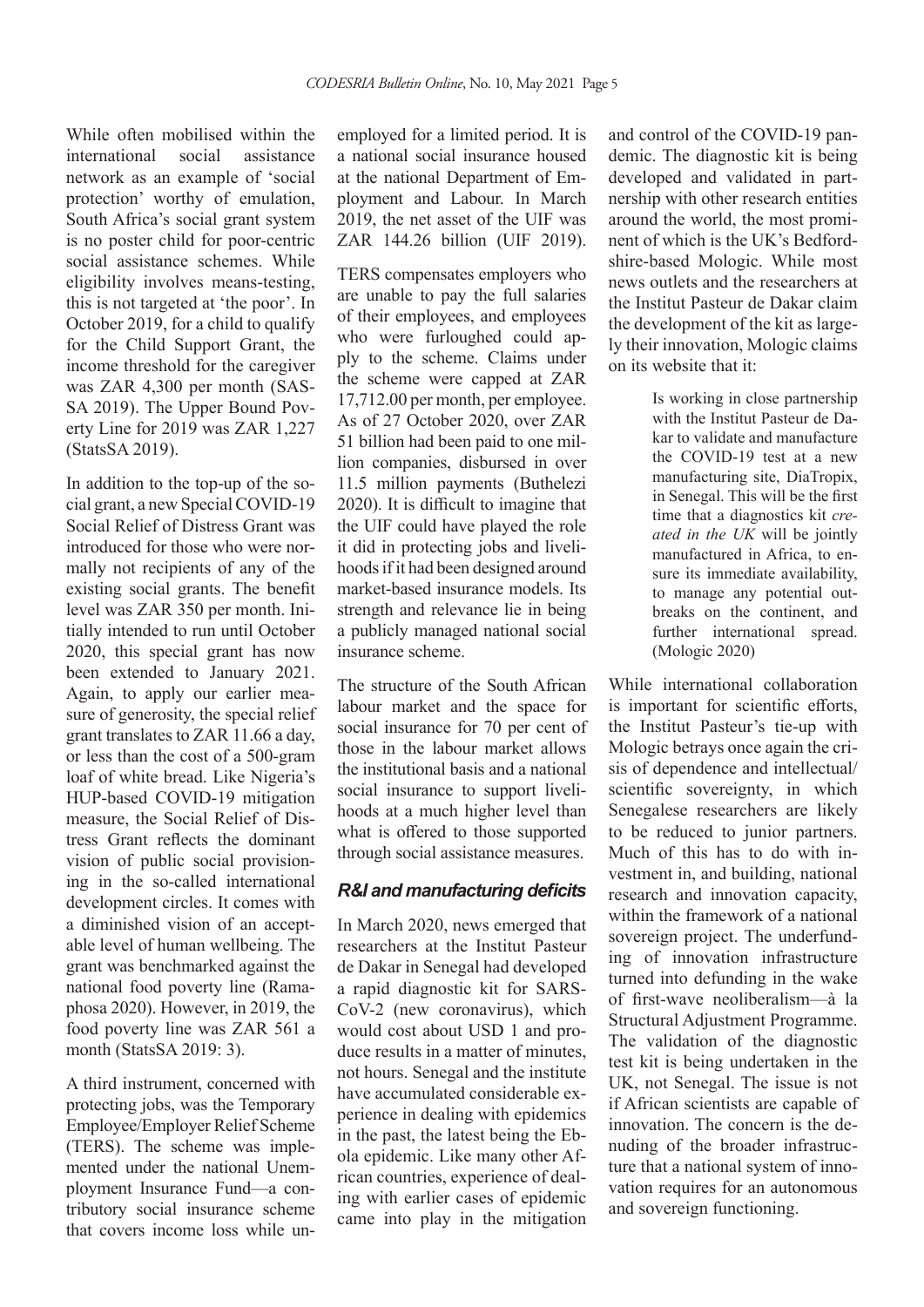While often mobilised within the international social assistance network as an example of 'social protection' worthy of emulation, South Africa's social grant system is no poster child for poor-centric social assistance schemes. While eligibility involves means-testing, this is not targeted at 'the poor'. In October 2019, for a child to qualify for the Child Support Grant, the income threshold for the caregiver was ZAR 4,300 per month (SASSA 2019). The Upper Bound Poverty Line for 2019 was ZAR 1,227 (StatsSA 2019).

In addition to the top-up of the social grant, a new Special COVID-19 Social Relief of Distress Grant was introduced for those who were normally not recipients of any of the existing social grants. The benefit level was ZAR 350 per month. Initially intended to run until October 2020, this special grant has now been extended to January 2021. Again, to apply our earlier measure of generosity, the special relief grant translates to ZAR 11.66 a day, or less than the cost of a 500-gram loaf of white bread. Like Nigeria's HUP-based COVID-19 mitigation measure, the Social Relief of Distress Grant reflects the dominant vision of public social provisioning in the so-called international development circles. It comes with a diminished vision of an acceptable level of human wellbeing. The grant was benchmarked against the national food poverty line (Ramaphosa 2020). However, in 2019, the food poverty line was ZAR 561 a month (StatsSA 2019: 3).

A third instrument, concerned with protecting jobs, was the Temporary Employee/Employer Relief Scheme (TERS). The scheme was implemented under the national Unemployment Insurance Fund—a contributory social insurance scheme that covers income loss while unemployed for a limited period. It is a national social insurance housed at the national Department of Employment and Labour. In March 2019, the net asset of the UIF was ZAR 144.26 billion (UIF 2019).

TERS compensates employers who are unable to pay the full salaries of their employees, and employees who were furloughed could apply to the scheme. Claims under the scheme were capped at ZAR 17,712.00 per month, per employee. As of 27 October 2020, over ZAR 51 billion had been paid to one million companies, disbursed in over 11.5 million payments (Buthelezi 2020). It is difficult to imagine that the UIF could have played the role it did in protecting jobs and livelihoods if it had been designed around market-based insurance models. Its strength and relevance lie in being a publicly managed national social insurance scheme.

The structure of the South African labour market and the space for social insurance for 70 per cent of those in the labour market allows the institutional basis and a national social insurance to support livelihoods at a much higher level than what is offered to those supported through social assistance measures.

### *R&I and manufacturing deficits*

In March 2020, news emerged that researchers at the Institut Pasteur de Dakar in Senegal had developed a rapid diagnostic kit for SARS-CoV-2 (new coronavirus), which would cost about USD 1 and produce results in a matter of minutes, not hours. Senegal and the institute have accumulated considerable experience in dealing with epidemics in the past, the latest being the Ebola epidemic. Like many other African countries, experience of dealing with earlier cases of epidemic came into play in the mitigation and control of the COVID-19 pandemic. The diagnostic kit is being developed and validated in partnership with other research entities around the world, the most prominent of which is the UK's Bedfordshire-based Mologic. While most news outlets and the researchers at the Institut Pasteur de Dakar claim the development of the kit as largely their innovation, Mologic claims on its website that it:

> Is working in close partnership with the Institut Pasteur de Dakar to validate and manufacture the COVID-19 test at a new manufacturing site, DiaTropix, in Senegal. This will be the first time that a diagnostics kit *created in the UK* will be jointly manufactured in Africa, to ensure its immediate availability, to manage any potential outbreaks on the continent, and further international spread. (Mologic 2020)

While international collaboration is important for scientific efforts, the Institut Pasteur's tie-up with Mologic betrays once again the crisis of dependence and intellectual/scientific sovereignty, in which Senegalese researchers are likely to be reduced to junior partners. Much of this has to do with investment in, and building, national research and innovation capacity, within the framework of a national sovereign project. The underfunding of innovation infrastructure turned into defunding in the wake of first-wave neoliberalism—à la Structural Adjustment Programme. The validation of the diagnostic test kit is being undertaken in the UK, not Senegal. The issue is not if African scientists are capable of innovation. The concern is the denuding of the broader infrastructure that a national system of innovation requires for an autonomous and sovereign functioning.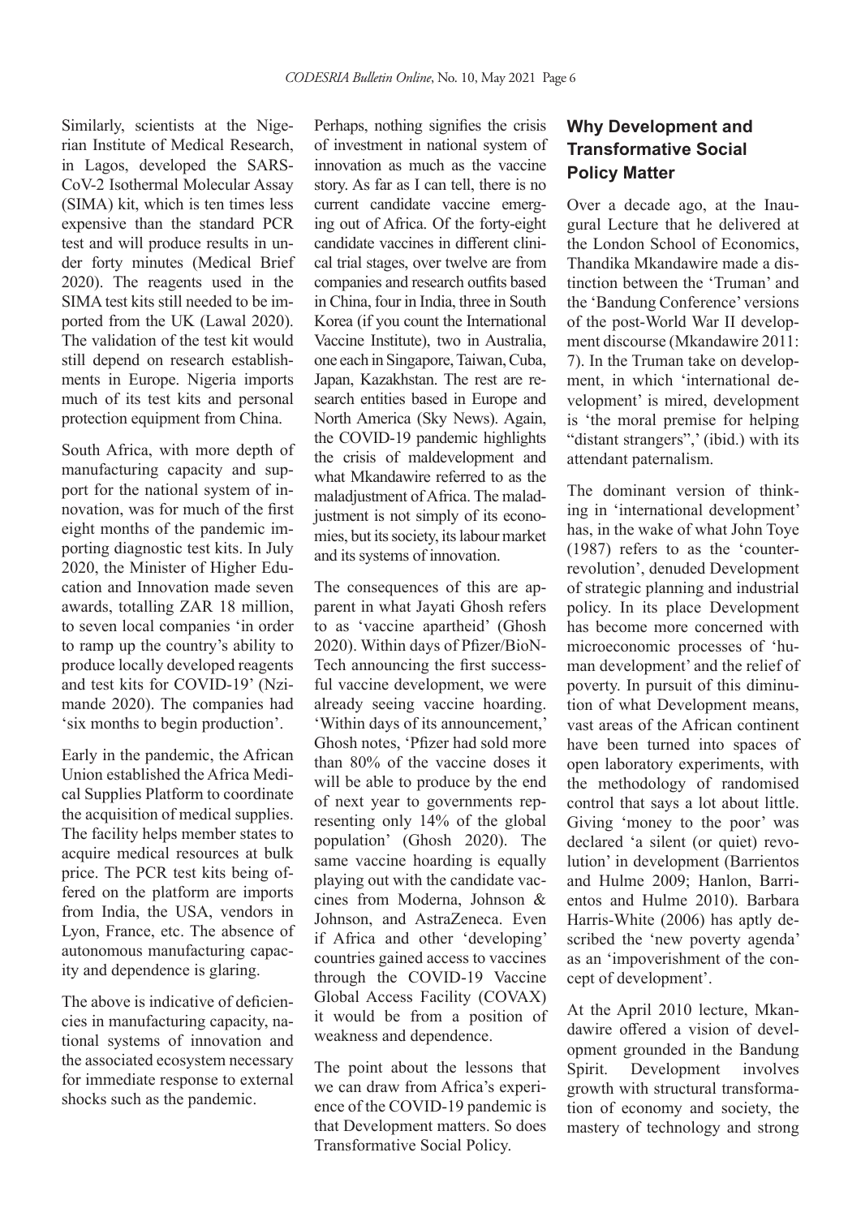Similarly, scientists at the Nigerian Institute of Medical Research, in Lagos, developed the SARS-CoV-2 Isothermal Molecular Assay (SIMA) kit, which is ten times less expensive than the standard PCR test and will produce results in under forty minutes (Medical Brief 2020). The reagents used in the SIMA test kits still needed to be imported from the UK (Lawal 2020). The validation of the test kit would still depend on research establishments in Europe. Nigeria imports much of its test kits and personal protection equipment from China.

South Africa, with more depth of manufacturing capacity and support for the national system of innovation, was for much of the first eight months of the pandemic importing diagnostic test kits. In July 2020, the Minister of Higher Education and Innovation made seven awards, totalling ZAR 18 million, to seven local companies 'in order to ramp up the country's ability to produce locally developed reagents and test kits for COVID-19' (Nzimande 2020). The companies had 'six months to begin production'.

Early in the pandemic, the African Union established the Africa Medical Supplies Platform to coordinate the acquisition of medical supplies. The facility helps member states to acquire medical resources at bulk price. The PCR test kits being offered on the platform are imports from India, the USA, vendors in Lyon, France, etc. The absence of autonomous manufacturing capacity and dependence is glaring.

The above is indicative of deficiencies in manufacturing capacity, national systems of innovation and the associated ecosystem necessary for immediate response to external shocks such as the pandemic.

Perhaps, nothing signifies the crisis of investment in national system of innovation as much as the vaccine story. As far as I can tell, there is no current candidate vaccine emerging out of Africa. Of the forty-eight candidate vaccines in different clinical trial stages, over twelve are from companies and research outfits based in China, four in India, three in South Korea (if you count the International Vaccine Institute), two in Australia, one each in Singapore, Taiwan, Cuba, Japan, Kazakhstan. The rest are research entities based in Europe and North America (Sky News). Again, the COVID-19 pandemic highlights the crisis of maldevelopment and what Mkandawire referred to as the maladjustment of Africa. The maladjustment is not simply of its economies, but its society, its labour market and its systems of innovation.

The consequences of this are apparent in what Jayati Ghosh refers to as 'vaccine apartheid' (Ghosh 2020). Within days of Pfizer/BioNTech announcing the first successful vaccine development, we were already seeing vaccine hoarding. 'Within days of its announcement,' Ghosh notes, 'Pfizer had sold more than 80% of the vaccine doses it will be able to produce by the end of next year to governments representing only 14% of the global population' (Ghosh 2020). The same vaccine hoarding is equally playing out with the candidate vaccines from Moderna, Johnson & Johnson, and AstraZeneca. Even if Africa and other 'developing' countries gained access to vaccines through the COVID-19 Vaccine Global Access Facility (COVAX) it would be from a position of weakness and dependence.

The point about the lessons that we can draw from Africa's experience of the COVID-19 pandemic is that Development matters. So does Transformative Social Policy.

## Why Development and Transformative Social Policy Matter

Over a decade ago, at the Inaugural Lecture that he delivered at the London School of Economics, Thandika Mkandawire made a distinction between the 'Truman' and the 'Bandung Conference' versions of the post-World War II development discourse (Mkandawire 2011: 7). In the Truman take on development, in which 'international development' is mired, development is 'the moral premise for helping "distant strangers",' (ibid.) with its attendant paternalism.

The dominant version of thinking in 'international development' has, in the wake of what John Toye (1987) refers to as the 'counter-revolution', denuded Development of strategic planning and industrial policy. In its place Development has become more concerned with microeconomic processes of 'human development' and the relief of poverty. In pursuit of this diminution of what Development means, vast areas of the African continent have been turned into spaces of open laboratory experiments, with the methodology of randomised control that says a lot about little. Giving 'money to the poor' was declared 'a silent (or quiet) revolution' in development (Barrientos and Hulme 2009; Hanlon, Barrientos and Hulme 2010). Barbara Harris-White (2006) has aptly described the 'new poverty agenda' as an 'impoverishment of the concept of development'.

At the April 2010 lecture, Mkandawire offered a vision of development grounded in the Bandung Spirit. Development involves growth with structural transformation of economy and society, the mastery of technology and strong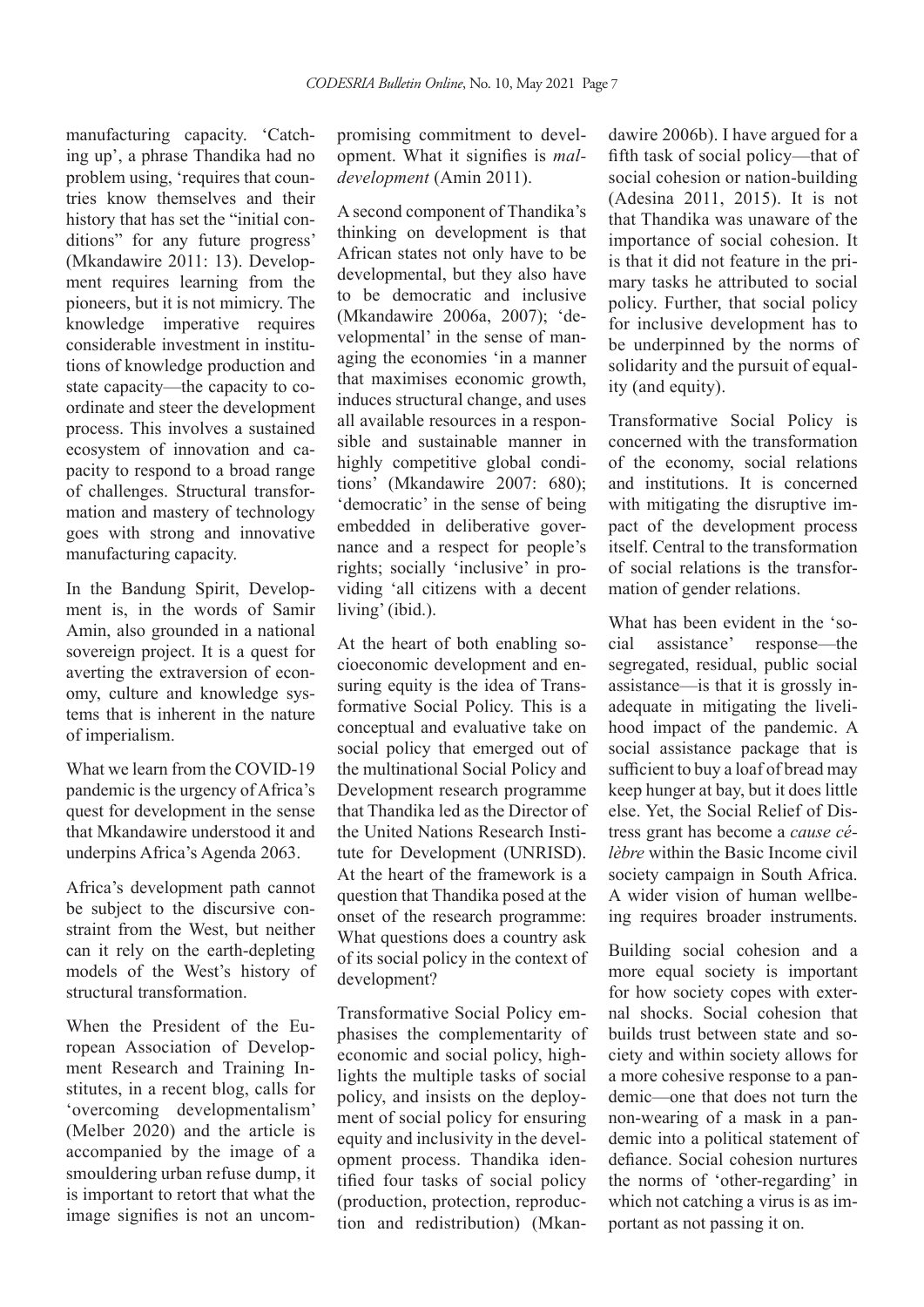manufacturing capacity. 'Catching up', a phrase Thandika had no problem using, 'requires that countries know themselves and their history that has set the "initial conditions" for any future progress' (Mkandawire 2011: 13). Development requires learning from the pioneers, but it is not mimicry. The knowledge imperative requires considerable investment in institutions of knowledge production and state capacity—the capacity to coordinate and steer the development process. This involves a sustained ecosystem of innovation and capacity to respond to a broad range of challenges. Structural transformation and mastery of technology goes with strong and innovative manufacturing capacity.

In the Bandung Spirit, Development is, in the words of Samir Amin, also grounded in a national sovereign project. It is a quest for averting the extraversion of economy, culture and knowledge systems that is inherent in the nature of imperialism.

What we learn from the COVID-19 pandemic is the urgency of Africa's quest for development in the sense that Mkandawire understood it and underpins Africa's Agenda 2063.

Africa's development path cannot be subject to the discursive constraint from the West, but neither can it rely on the earth-depleting models of the West's history of structural transformation.

When the President of the European Association of Development Research and Training Institutes, in a recent blog, calls for 'overcoming developmentalism' (Melber 2020) and the article is accompanied by the image of a smouldering urban refuse dump, it is important to retort that what the image signifies is not an uncompromising commitment to development. What it signifies is *maldevelopment* (Amin 2011).

A second component of Thandika's thinking on development is that African states not only have to be developmental, but they also have to be democratic and inclusive (Mkandawire 2006a, 2007); 'developmental' in the sense of managing the economies 'in a manner that maximises economic growth, induces structural change, and uses all available resources in a responsible and sustainable manner in highly competitive global conditions' (Mkandawire 2007: 680); 'democratic' in the sense of being embedded in deliberative governance and a respect for people's rights; socially 'inclusive' in providing 'all citizens with a decent living' (ibid.).

At the heart of both enabling socioeconomic development and ensuring equity is the idea of Transformative Social Policy. This is a conceptual and evaluative take on social policy that emerged out of the multinational Social Policy and Development research programme that Thandika led as the Director of the United Nations Research Institute for Development (UNRISD). At the heart of the framework is a question that Thandika posed at the onset of the research programme: What questions does a country ask of its social policy in the context of development?

Transformative Social Policy emphasises the complementarity of economic and social policy, highlights the multiple tasks of social policy, and insists on the deployment of social policy for ensuring equity and inclusivity in the development process. Thandika identified four tasks of social policy (production, protection, reproduction and redistribution) (Mkandawire 2006b). I have argued for a fifth task of social policy—that of social cohesion or nation-building (Adesina 2011, 2015). It is not that Thandika was unaware of the importance of social cohesion. It is that it did not feature in the primary tasks he attributed to social policy. Further, that social policy for inclusive development has to be underpinned by the norms of solidarity and the pursuit of equality (and equity).

Transformative Social Policy is concerned with the transformation of the economy, social relations and institutions. It is concerned with mitigating the disruptive impact of the development process itself. Central to the transformation of social relations is the transformation of gender relations.

What has been evident in the 'social assistance' response—the segregated, residual, public social assistance—is that it is grossly inadequate in mitigating the livelihood impact of the pandemic. A social assistance package that is sufficient to buy a loaf of bread may keep hunger at bay, but it does little else. Yet, the Social Relief of Distress grant has become a *cause célèbre* within the Basic Income civil society campaign in South Africa. A wider vision of human wellbeing requires broader instruments.

Building social cohesion and a more equal society is important for how society copes with external shocks. Social cohesion that builds trust between state and society and within society allows for a more cohesive response to a pandemic—one that does not turn the non-wearing of a mask in a pandemic into a political statement of defiance. Social cohesion nurtures the norms of 'other-regarding' in which not catching a virus is as important as not passing it on.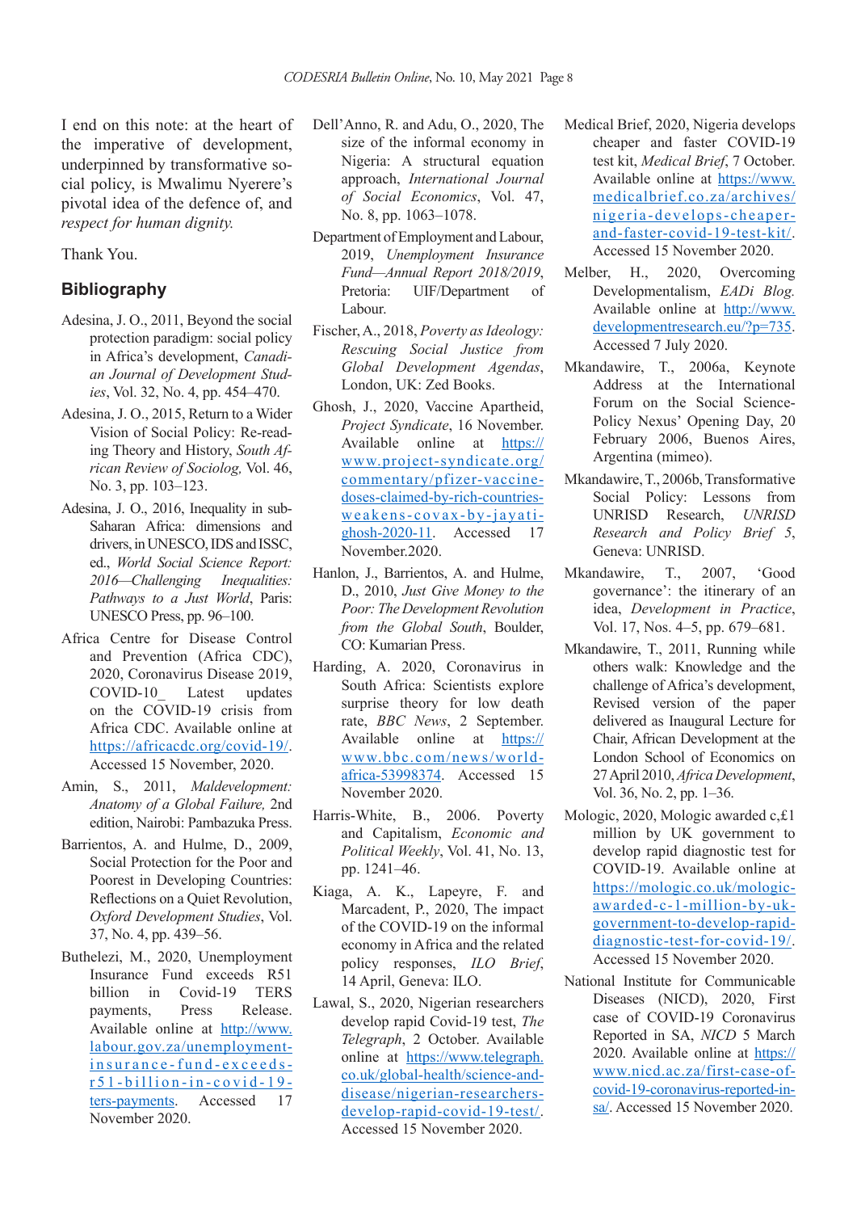I end on this note: at the heart of the imperative of development, underpinned by transformative social policy, is Mwalimu Nyerere's pivotal idea of the defence of, and *respect for human dignity.*

Thank You.

## Bibliography

Adesina, J. O., 2011, Beyond the social protection paradigm: social policy in Africa's development, *Canadian Journal of Development Studies*, Vol. 32, No. 4, pp. 454–470.

Adesina, J. O., 2015, Return to a Wider Vision of Social Policy: Re-reading Theory and History, *South African Review of Sociolog,* Vol. 46, No. 3, pp. 103–123.

Adesina, J. O., 2016, Inequality in sub-Saharan Africa: dimensions and drivers, in UNESCO, IDS and ISSC, ed., *World Social Science Report: 2016—Challenging Inequalities: Pathways to a Just World*, Paris: UNESCO Press, pp. 96–100.

Africa Centre for Disease Control and Prevention (Africa CDC), 2020, Coronavirus Disease 2019, COVID-10_ Latest updates on the COVID-19 crisis from Africa CDC. Available online at https://africacdc.org/covid-19/. Accessed 15 November, 2020.

Amin, S., 2011, *Maldevelopment: Anatomy of a Global Failure,* 2nd edition, Nairobi: Pambazuka Press.

Barrientos, A. and Hulme, D., 2009, Social Protection for the Poor and Poorest in Developing Countries: Reflections on a Quiet Revolution, *Oxford Development Studies*, Vol. 37, No. 4, pp. 439–56.

Buthelezi, M., 2020, Unemployment Insurance Fund exceeds R51 billion in Covid-19 TERS payments, Press Release. Available online at http://www.labour.gov.za/unemployment-insurance-fund-exceeds-r51-billion-in-covid-19-ters-payments. Accessed 17 November 2020.

Dell'Anno, R. and Adu, O., 2020, The size of the informal economy in Nigeria: A structural equation approach, *International Journal of Social Economics*, Vol. 47, No. 8, pp. 1063–1078.

Department of Employment and Labour, 2019, *Unemployment Insurance Fund—Annual Report 2018/2019*, Pretoria: UIF/Department of Labour.

Fischer, A., 2018, *Poverty as Ideology: Rescuing Social Justice from Global Development Agendas*, London, UK: Zed Books.

Ghosh, J., 2020, Vaccine Apartheid, *Project Syndicate*, 16 November. Available online at https://www.project-syndicate.org/commentary/pfizer-vaccine-doses-claimed-by-rich-countries-weakens-covax-by-jayati-ghosh-2020-11. Accessed 17 November.2020.

Hanlon, J., Barrientos, A. and Hulme, D., 2010, *Just Give Money to the Poor: The Development Revolution from the Global South*, Boulder, CO: Kumarian Press.

Harding, A. 2020, Coronavirus in South Africa: Scientists explore surprise theory for low death rate, *BBC News*, 2 September. Available online at https://www.bbc.com/news/world-africa-53998374. Accessed 15 November 2020.

Harris-White, B., 2006. Poverty and Capitalism, *Economic and Political Weekly*, Vol. 41, No. 13, pp. 1241–46.

Kiaga, A. K., Lapeyre, F. and Marcadent, P., 2020, The impact of the COVID-19 on the informal economy in Africa and the related policy responses, *ILO Brief*, 14 April, Geneva: ILO.

Lawal, S., 2020, Nigerian researchers develop rapid Covid-19 test, *The Telegraph*, 2 October. Available online at https://www.telegraph.co.uk/global-health/science-and-disease/nigerian-researchers-develop-rapid-covid-19-test/. Accessed 15 November 2020.

Medical Brief, 2020, Nigeria develops cheaper and faster COVID-19 test kit, *Medical Brief*, 7 October. Available online at https://www.medicalbrief.co.za/archives/nigeria-develops-cheaper-and-faster-covid-19-test-kit/. Accessed 15 November 2020.

Melber, H., 2020, Overcoming Developmentalism, *EADi Blog.* Available online at http://www.developmentresearch.eu/?p=735. Accessed 7 July 2020.

Mkandawire, T., 2006a, Keynote Address at the International Forum on the Social Science-Policy Nexus' Opening Day, 20 February 2006, Buenos Aires, Argentina (mimeo).

Mkandawire, T., 2006b, Transformative Social Policy: Lessons from UNRISD Research, *UNRISD Research and Policy Brief 5*, Geneva: UNRISD.

Mkandawire, T., 2007, 'Good governance': the itinerary of an idea, *Development in Practice*, Vol. 17, Nos. 4–5, pp. 679–681.

Mkandawire, T., 2011, Running while others walk: Knowledge and the challenge of Africa's development, Revised version of the paper delivered as Inaugural Lecture for Chair, African Development at the London School of Economics on 27 April 2010, *Africa Development*, Vol. 36, No. 2, pp. 1–36.

Mologic, 2020, Mologic awarded c,£1 million by UK government to develop rapid diagnostic test for COVID-19. Available online at https://mologic.co.uk/mologic-awarded-c-1-million-by-uk-government-to-develop-rapid-diagnostic-test-for-covid-19/. Accessed 15 November 2020.

National Institute for Communicable Diseases (NICD), 2020, First case of COVID-19 Coronavirus Reported in SA, *NICD* 5 March 2020. Available online at https://www.nicd.ac.za/first-case-of-covid-19-coronavirus-reported-in-sa/. Accessed 15 November 2020.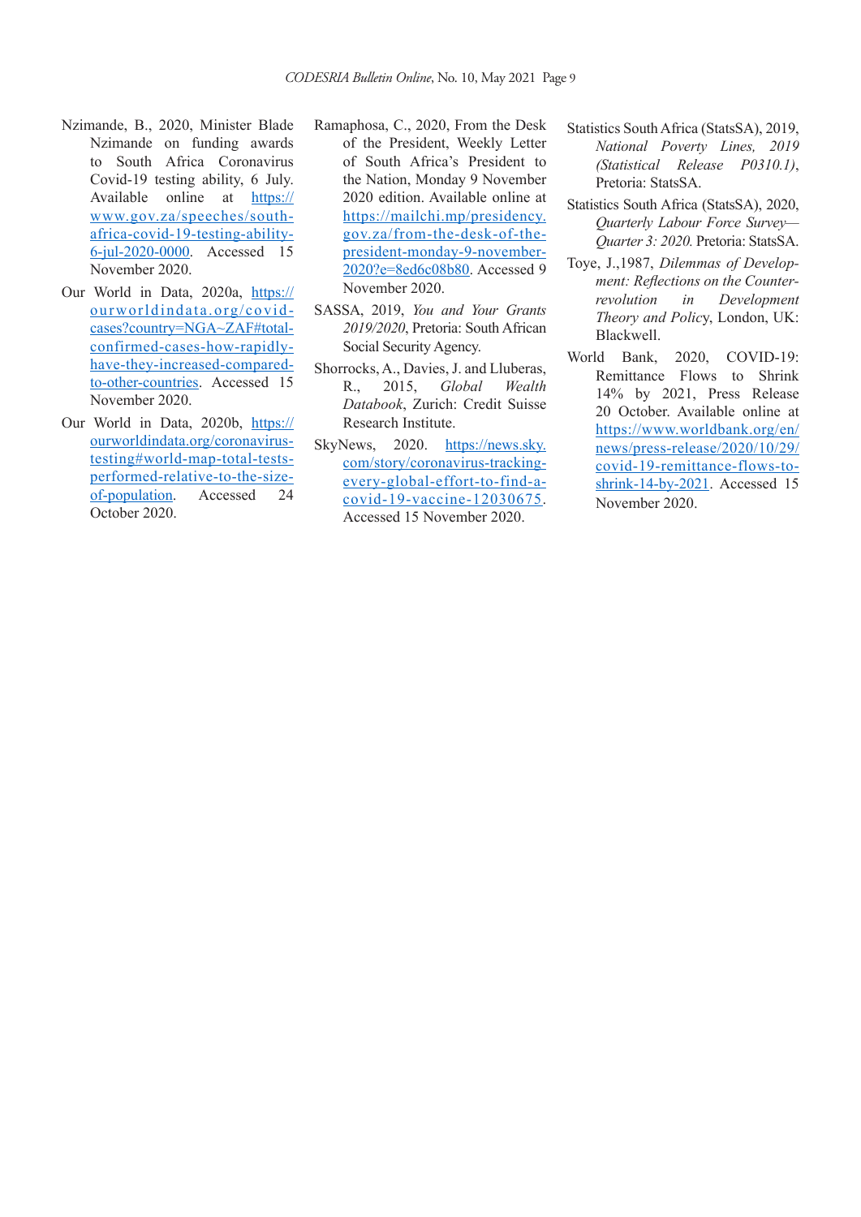Nzimande, B., 2020, Minister Blade Nzimande on funding awards to South Africa Coronavirus Covid-19 testing ability, 6 July. Available online at https://www.gov.za/speeches/south-africa-covid-19-testing-ability-6-jul-2020-0000. Accessed 15 November 2020.

Our World in Data, 2020a, https://ourworldindata.org/covid-cases?country=NGA~ZAF#total-confirmed-cases-how-rapidly-have-they-increased-compared-to-other-countries. Accessed 15 November 2020.

Our World in Data, 2020b, https://ourworldindata.org/coronavirus-testing#world-map-total-tests-performed-relative-to-the-size-of-population. Accessed 24 October 2020.

Ramaphosa, C., 2020, From the Desk of the President, Weekly Letter of South Africa's President to the Nation, Monday 9 November 2020 edition. Available online at https://mailchi.mp/presidency.gov.za/from-the-desk-of-the-president-monday-9-november-2020?e=8ed6c08b80. Accessed 9 November 2020.

SASSA, 2019, *You and Your Grants 2019/2020*, Pretoria: South African Social Security Agency.

Shorrocks, A., Davies, J. and Lluberas, R., 2015, *Global Wealth Databook*, Zurich: Credit Suisse Research Institute.

SkyNews, 2020. https://news.sky.com/story/coronavirus-tracking-every-global-effort-to-find-a-covid-19-vaccine-12030675. Accessed 15 November 2020.

Statistics South Africa (StatsSA), 2019, *National Poverty Lines, 2019 (Statistical Release P0310.1)*, Pretoria: StatsSA.

Statistics South Africa (StatsSA), 2020, *Quarterly Labour Force Survey—Quarter 3: 2020.* Pretoria: StatsSA.

Toye, J.,1987, *Dilemmas of Development: Reflections on the Counter-revolution in Development Theory and Policy*, London, UK: Blackwell.

World Bank, 2020, COVID-19: Remittance Flows to Shrink 14% by 2021, Press Release 20 October. Available online at https://www.worldbank.org/en/news/press-release/2020/10/29/covid-19-remittance-flows-to-shrink-14-by-2021. Accessed 15 November 2020.